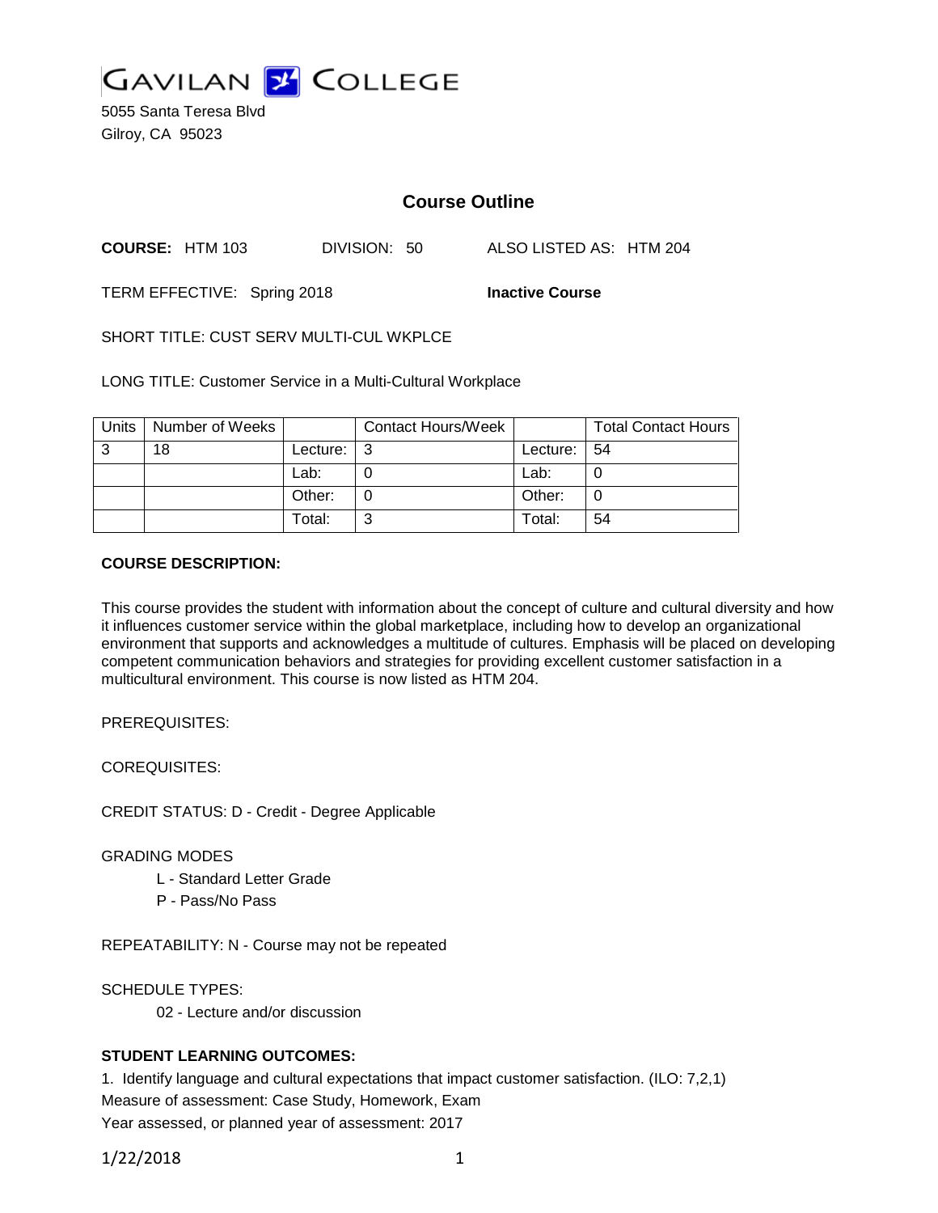GAVILAN COLLEGE

5055 Santa Teresa Blvd
Gilroy, CA 95023

# Course Outline

**COURSE:** HTM 103 DIVISION: 50 ALSO LISTED AS: HTM 204

TERM EFFECTIVE: Spring 2018 **Inactive Course**

SHORT TITLE: CUST SERV MULTI-CUL WKPLCE

LONG TITLE: Customer Service in a Multi-Cultural Workplace

| Units | Number of Weeks | | Contact Hours/Week | | Total Contact Hours |
|---|---|---|---|---|---|
| 3 | 18 | Lecture: | 3 | Lecture: | 54 |
| | | Lab: | 0 | Lab: | 0 |
| | | Other: | 0 | Other: | 0 |
| | | Total: | 3 | Total: | 54 |

**COURSE DESCRIPTION:**

This course provides the student with information about the concept of culture and cultural diversity and how it influences customer service within the global marketplace, including how to develop an organizational environment that supports and acknowledges a multitude of cultures. Emphasis will be placed on developing competent communication behaviors and strategies for providing excellent customer satisfaction in a multicultural environment. This course is now listed as HTM 204.

PREREQUISITES:

COREQUISITES:

CREDIT STATUS: D - Credit - Degree Applicable

GRADING MODES

- L - Standard Letter Grade
- P - Pass/No Pass

REPEATABILITY: N - Course may not be repeated

SCHEDULE TYPES:

- 02 - Lecture and/or discussion

**STUDENT LEARNING OUTCOMES:**

1. Identify language and cultural expectations that impact customer satisfaction. (ILO: 7,2,1)
Measure of assessment: Case Study, Homework, Exam
Year assessed, or planned year of assessment: 2017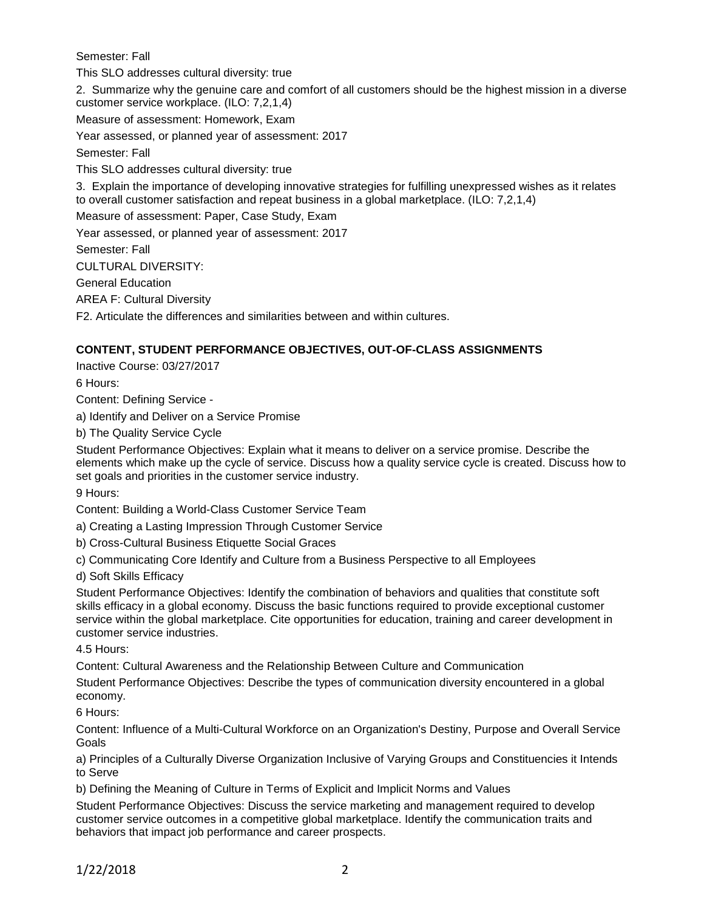Semester: Fall

This SLO addresses cultural diversity: true

2. Summarize why the genuine care and comfort of all customers should be the highest mission in a diverse customer service workplace. (ILO: 7,2,1,4)

Measure of assessment: Homework, Exam

Year assessed, or planned year of assessment: 2017

Semester: Fall

This SLO addresses cultural diversity: true

3. Explain the importance of developing innovative strategies for fulfilling unexpressed wishes as it relates to overall customer satisfaction and repeat business in a global marketplace. (ILO: 7,2,1,4)

Measure of assessment: Paper, Case Study, Exam

Year assessed, or planned year of assessment: 2017

Semester: Fall

CULTURAL DIVERSITY:

General Education

AREA F: Cultural Diversity

F2. Articulate the differences and similarities between and within cultures.

**CONTENT, STUDENT PERFORMANCE OBJECTIVES, OUT-OF-CLASS ASSIGNMENTS**

Inactive Course: 03/27/2017

6 Hours:

Content: Defining Service -

a) Identify and Deliver on a Service Promise

b) The Quality Service Cycle

Student Performance Objectives: Explain what it means to deliver on a service promise. Describe the elements which make up the cycle of service. Discuss how a quality service cycle is created. Discuss how to set goals and priorities in the customer service industry.

9 Hours:

Content: Building a World-Class Customer Service Team

a) Creating a Lasting Impression Through Customer Service

b) Cross-Cultural Business Etiquette Social Graces

c) Communicating Core Identify and Culture from a Business Perspective to all Employees

d) Soft Skills Efficacy

Student Performance Objectives: Identify the combination of behaviors and qualities that constitute soft skills efficacy in a global economy. Discuss the basic functions required to provide exceptional customer service within the global marketplace. Cite opportunities for education, training and career development in customer service industries.

4.5 Hours:

Content: Cultural Awareness and the Relationship Between Culture and Communication

Student Performance Objectives: Describe the types of communication diversity encountered in a global economy.

6 Hours:

Content: Influence of a Multi-Cultural Workforce on an Organization's Destiny, Purpose and Overall Service Goals

a) Principles of a Culturally Diverse Organization Inclusive of Varying Groups and Constituencies it Intends to Serve

b) Defining the Meaning of Culture in Terms of Explicit and Implicit Norms and Values

Student Performance Objectives: Discuss the service marketing and management required to develop customer service outcomes in a competitive global marketplace. Identify the communication traits and behaviors that impact job performance and career prospects.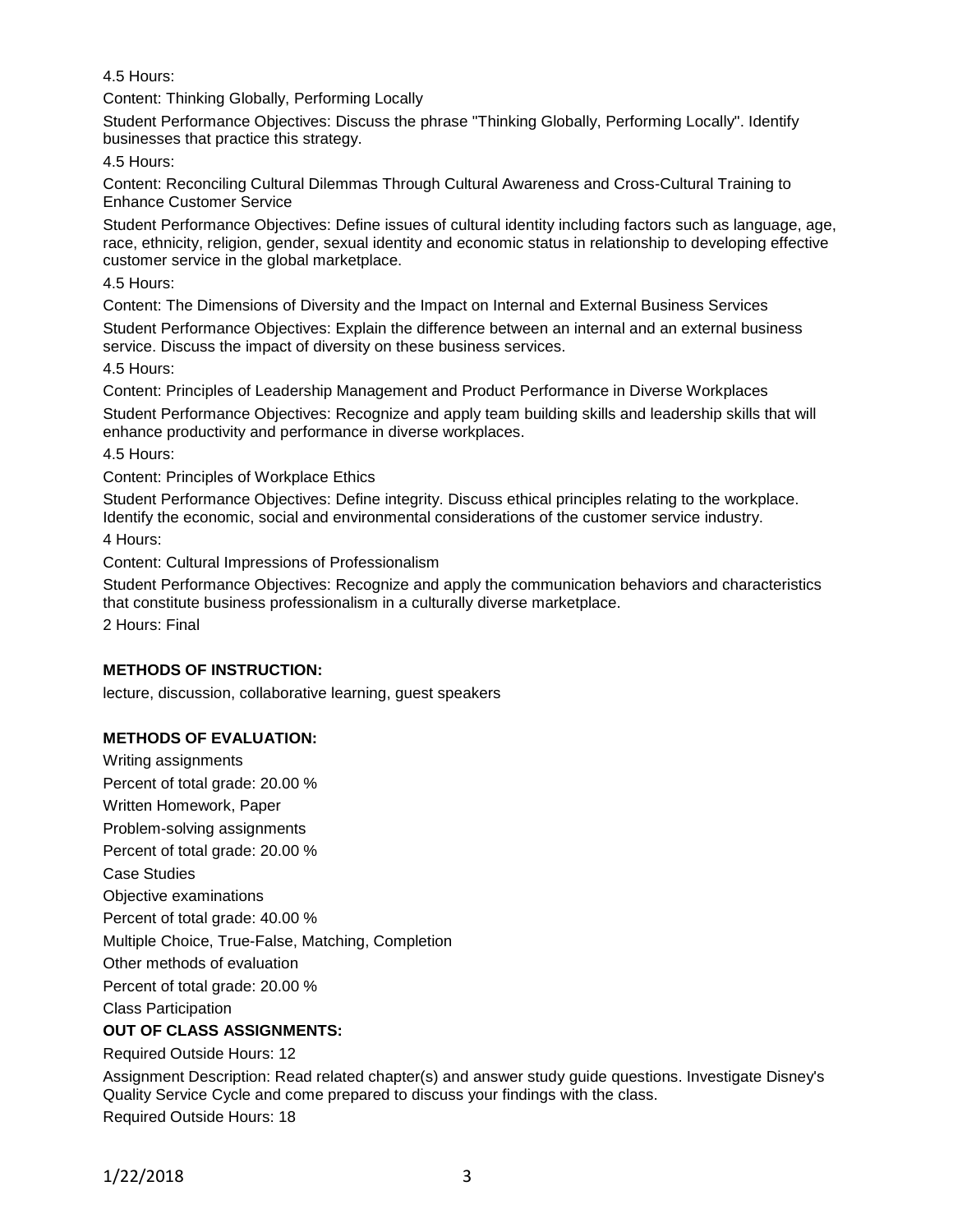4.5 Hours:

Content: Thinking Globally, Performing Locally

Student Performance Objectives: Discuss the phrase "Thinking Globally, Performing Locally". Identify businesses that practice this strategy.

4.5 Hours:

Content: Reconciling Cultural Dilemmas Through Cultural Awareness and Cross-Cultural Training to Enhance Customer Service

Student Performance Objectives: Define issues of cultural identity including factors such as language, age, race, ethnicity, religion, gender, sexual identity and economic status in relationship to developing effective customer service in the global marketplace.

4.5 Hours:

Content: The Dimensions of Diversity and the Impact on Internal and External Business Services

Student Performance Objectives: Explain the difference between an internal and an external business service. Discuss the impact of diversity on these business services.

4.5 Hours:

Content: Principles of Leadership Management and Product Performance in Diverse Workplaces

Student Performance Objectives: Recognize and apply team building skills and leadership skills that will enhance productivity and performance in diverse workplaces.

4.5 Hours:

Content: Principles of Workplace Ethics

Student Performance Objectives: Define integrity. Discuss ethical principles relating to the workplace. Identify the economic, social and environmental considerations of the customer service industry.

4 Hours:

Content: Cultural Impressions of Professionalism

Student Performance Objectives: Recognize and apply the communication behaviors and characteristics that constitute business professionalism in a culturally diverse marketplace.

2 Hours: Final

**METHODS OF INSTRUCTION:**

lecture, discussion, collaborative learning, guest speakers

**METHODS OF EVALUATION:**

Writing assignments

Percent of total grade: 20.00 %

Written Homework, Paper

Problem-solving assignments

Percent of total grade: 20.00 %

Case Studies

Objective examinations

Percent of total grade: 40.00 %

Multiple Choice, True-False, Matching, Completion

Other methods of evaluation

Percent of total grade: 20.00 %

Class Participation

**OUT OF CLASS ASSIGNMENTS:**

Required Outside Hours: 12

Assignment Description: Read related chapter(s) and answer study guide questions. Investigate Disney's Quality Service Cycle and come prepared to discuss your findings with the class.

Required Outside Hours: 18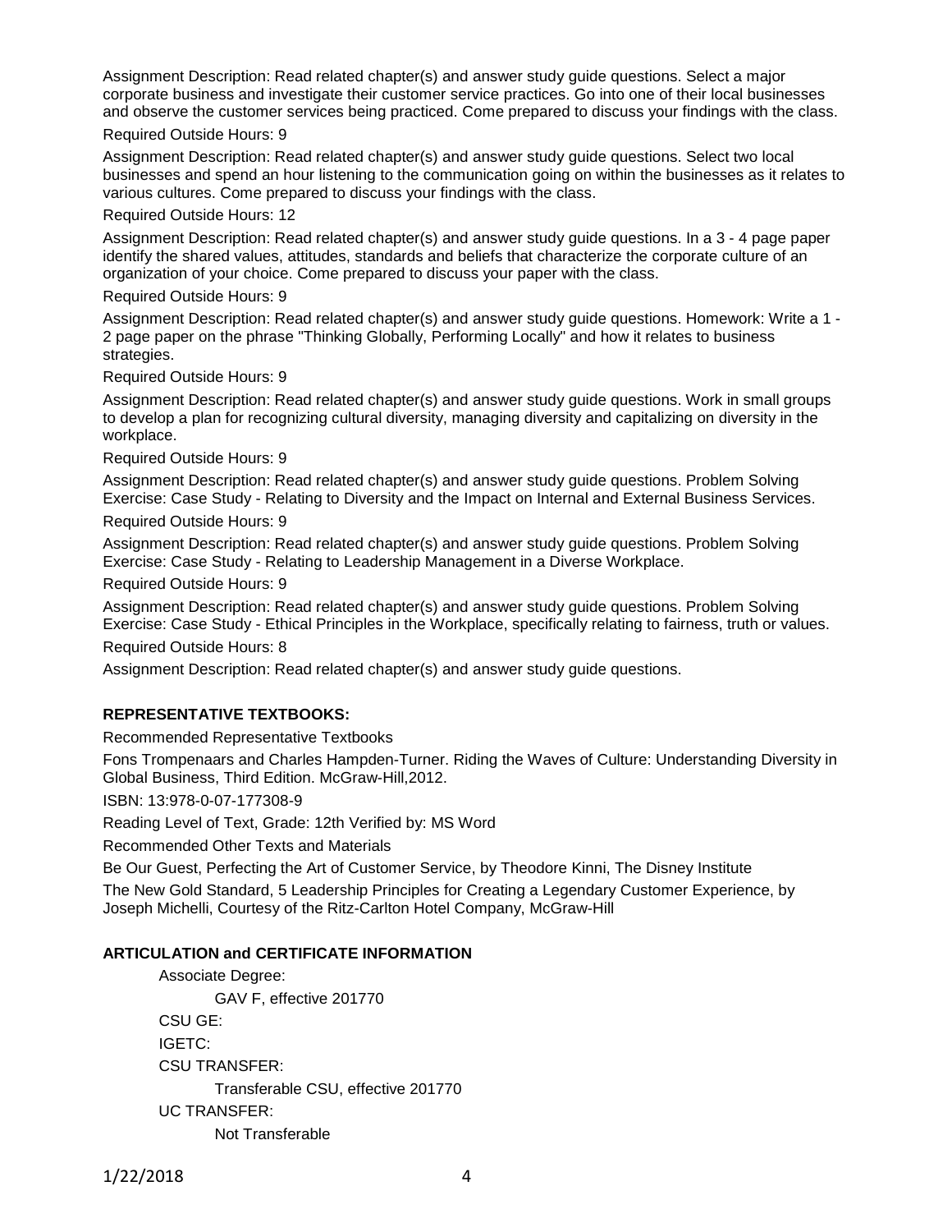Assignment Description: Read related chapter(s) and answer study guide questions. Select a major corporate business and investigate their customer service practices. Go into one of their local businesses and observe the customer services being practiced. Come prepared to discuss your findings with the class.

Required Outside Hours: 9

Assignment Description: Read related chapter(s) and answer study guide questions. Select two local businesses and spend an hour listening to the communication going on within the businesses as it relates to various cultures. Come prepared to discuss your findings with the class.

Required Outside Hours: 12

Assignment Description: Read related chapter(s) and answer study guide questions. In a 3 - 4 page paper identify the shared values, attitudes, standards and beliefs that characterize the corporate culture of an organization of your choice. Come prepared to discuss your paper with the class.

Required Outside Hours: 9

Assignment Description: Read related chapter(s) and answer study guide questions. Homework: Write a 1 - 2 page paper on the phrase "Thinking Globally, Performing Locally" and how it relates to business strategies.

Required Outside Hours: 9

Assignment Description: Read related chapter(s) and answer study guide questions. Work in small groups to develop a plan for recognizing cultural diversity, managing diversity and capitalizing on diversity in the workplace.

Required Outside Hours: 9

Assignment Description: Read related chapter(s) and answer study guide questions. Problem Solving Exercise: Case Study - Relating to Diversity and the Impact on Internal and External Business Services.

Required Outside Hours: 9

Assignment Description: Read related chapter(s) and answer study guide questions. Problem Solving Exercise: Case Study - Relating to Leadership Management in a Diverse Workplace.

Required Outside Hours: 9

Assignment Description: Read related chapter(s) and answer study guide questions. Problem Solving Exercise: Case Study - Ethical Principles in the Workplace, specifically relating to fairness, truth or values.

Required Outside Hours: 8

Assignment Description: Read related chapter(s) and answer study guide questions.

## REPRESENTATIVE TEXTBOOKS:

Recommended Representative Textbooks

Fons Trompenaars and Charles Hampden-Turner. Riding the Waves of Culture: Understanding Diversity in Global Business, Third Edition. McGraw-Hill,2012.

ISBN: 13:978-0-07-177308-9

Reading Level of Text, Grade: 12th Verified by: MS Word

Recommended Other Texts and Materials

Be Our Guest, Perfecting the Art of Customer Service, by Theodore Kinni, The Disney Institute

The New Gold Standard, 5 Leadership Principles for Creating a Legendary Customer Experience, by Joseph Michelli, Courtesy of the Ritz-Carlton Hotel Company, McGraw-Hill

## ARTICULATION and CERTIFICATE INFORMATION

Associate Degree:
- GAV F, effective 201770

CSU GE:

IGETC:

CSU TRANSFER:
- Transferable CSU, effective 201770

UC TRANSFER:
- Not Transferable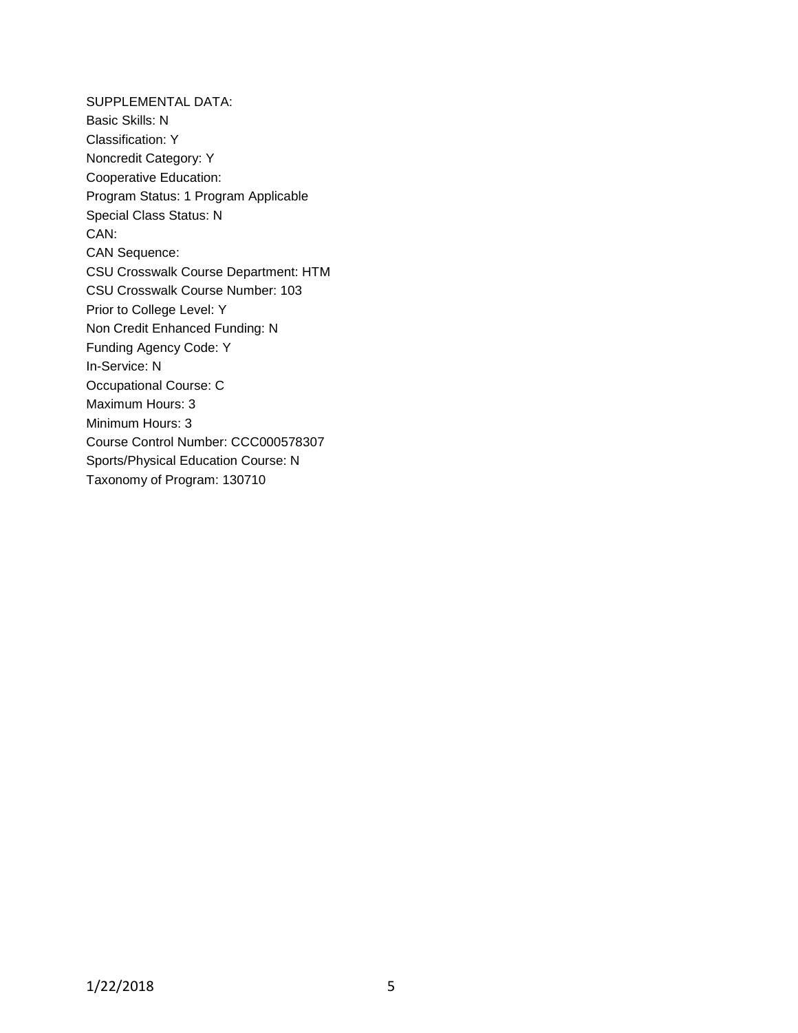SUPPLEMENTAL DATA:
Basic Skills: N
Classification: Y
Noncredit Category: Y
Cooperative Education:
Program Status: 1 Program Applicable
Special Class Status: N
CAN:
CAN Sequence:
CSU Crosswalk Course Department: HTM
CSU Crosswalk Course Number: 103
Prior to College Level: Y
Non Credit Enhanced Funding: N
Funding Agency Code: Y
In-Service: N
Occupational Course: C
Maximum Hours: 3
Minimum Hours: 3
Course Control Number: CCC000578307
Sports/Physical Education Course: N
Taxonomy of Program: 130710